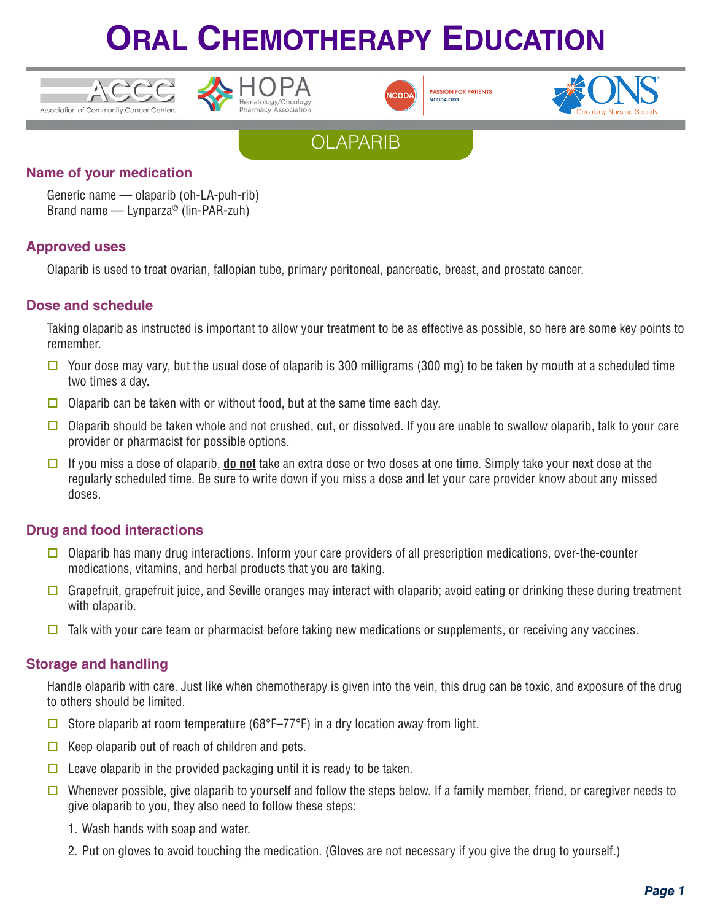# ORAL CHEMOTHERAPY EDUCATION

ACCC Association of Community Cancer Centers | HOPA Hematology/Oncology Pharmacy Association | NCODA PASSION FOR PATIENTS NCODA.ORG | ONS Oncology Nursing Society

## OLAPARIB

### Name of your medication

Generic name — olaparib (oh-LA-puh-rib)
Brand name — Lynparza® (lin-PAR-zuh)

### Approved uses

Olaparib is used to treat ovarian, fallopian tube, primary peritoneal, pancreatic, breast, and prostate cancer.

### Dose and schedule

Taking olaparib as instructed is important to allow your treatment to be as effective as possible, so here are some key points to remember.

- ☐ Your dose may vary, but the usual dose of olaparib is 300 milligrams (300 mg) to be taken by mouth at a scheduled time two times a day.
- ☐ Olaparib can be taken with or without food, but at the same time each day.
- ☐ Olaparib should be taken whole and not crushed, cut, or dissolved. If you are unable to swallow olaparib, talk to your care provider or pharmacist for possible options.
- ☐ If you miss a dose of olaparib, **do not** take an extra dose or two doses at one time. Simply take your next dose at the regularly scheduled time. Be sure to write down if you miss a dose and let your care provider know about any missed doses.

### Drug and food interactions

- ☐ Olaparib has many drug interactions. Inform your care providers of all prescription medications, over-the-counter medications, vitamins, and herbal products that you are taking.
- ☐ Grapefruit, grapefruit juice, and Seville oranges may interact with olaparib; avoid eating or drinking these during treatment with olaparib.
- ☐ Talk with your care team or pharmacist before taking new medications or supplements, or receiving any vaccines.

### Storage and handling

Handle olaparib with care. Just like when chemotherapy is given into the vein, this drug can be toxic, and exposure of the drug to others should be limited.

- ☐ Store olaparib at room temperature (68°F–77°F) in a dry location away from light.
- ☐ Keep olaparib out of reach of children and pets.
- ☐ Leave olaparib in the provided packaging until it is ready to be taken.
- ☐ Whenever possible, give olaparib to yourself and follow the steps below. If a family member, friend, or caregiver needs to give olaparib to you, they also need to follow these steps:
  1. Wash hands with soap and water.
  2. Put on gloves to avoid touching the medication. (Gloves are not necessary if you give the drug to yourself.)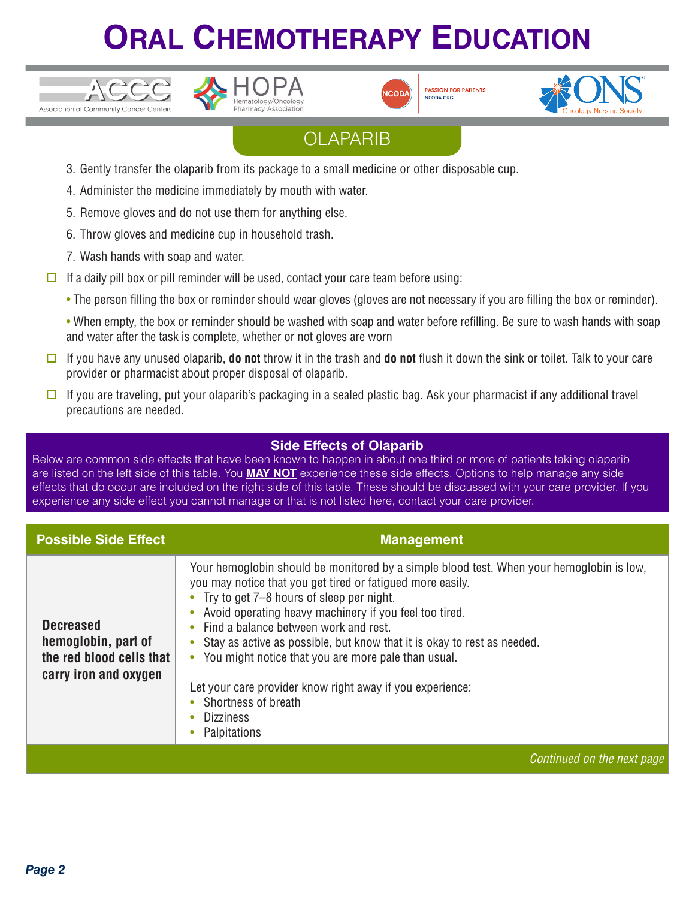## OLAPARIB

3. Gently transfer the olaparib from its package to a small medicine or other disposable cup.
4. Administer the medicine immediately by mouth with water.
5. Remove gloves and do not use them for anything else.
6. Throw gloves and medicine cup in household trash.
7. Wash hands with soap and water.

- ☐ If a daily pill box or pill reminder will be used, contact your care team before using:
  - The person filling the box or reminder should wear gloves (gloves are not necessary if you are filling the box or reminder).
  - When empty, the box or reminder should be washed with soap and water before refilling. Be sure to wash hands with soap and water after the task is complete, whether or not gloves are worn
- ☐ If you have any unused olaparib, **do not** throw it in the trash and **do not** flush it down the sink or toilet. Talk to your care provider or pharmacist about proper disposal of olaparib.
- ☐ If you are traveling, put your olaparib's packaging in a sealed plastic bag. Ask your pharmacist if any additional travel precautions are needed.

### Side Effects of Olaparib

Below are common side effects that have been known to happen in about one third or more of patients taking olaparib are listed on the left side of this table. You **MAY NOT** experience these side effects. Options to help manage any side effects that do occur are included on the right side of this table. These should be discussed with your care provider. If you experience any side effect you cannot manage or that is not listed here, contact your care provider.

| Possible Side Effect | Management |
|---|---|
| **Decreased hemoglobin, part of the red blood cells that carry iron and oxygen** | Your hemoglobin should be monitored by a simple blood test. When your hemoglobin is low, you may notice that you get tired or fatigued more easily.<br>• Try to get 7–8 hours of sleep per night.<br>• Avoid operating heavy machinery if you feel too tired.<br>• Find a balance between work and rest.<br>• Stay as active as possible, but know that it is okay to rest as needed.<br>• You might notice that you are more pale than usual.<br><br>Let your care provider know right away if you experience:<br>• Shortness of breath<br>• Dizziness<br>• Palpitations |

*Continued on the next page*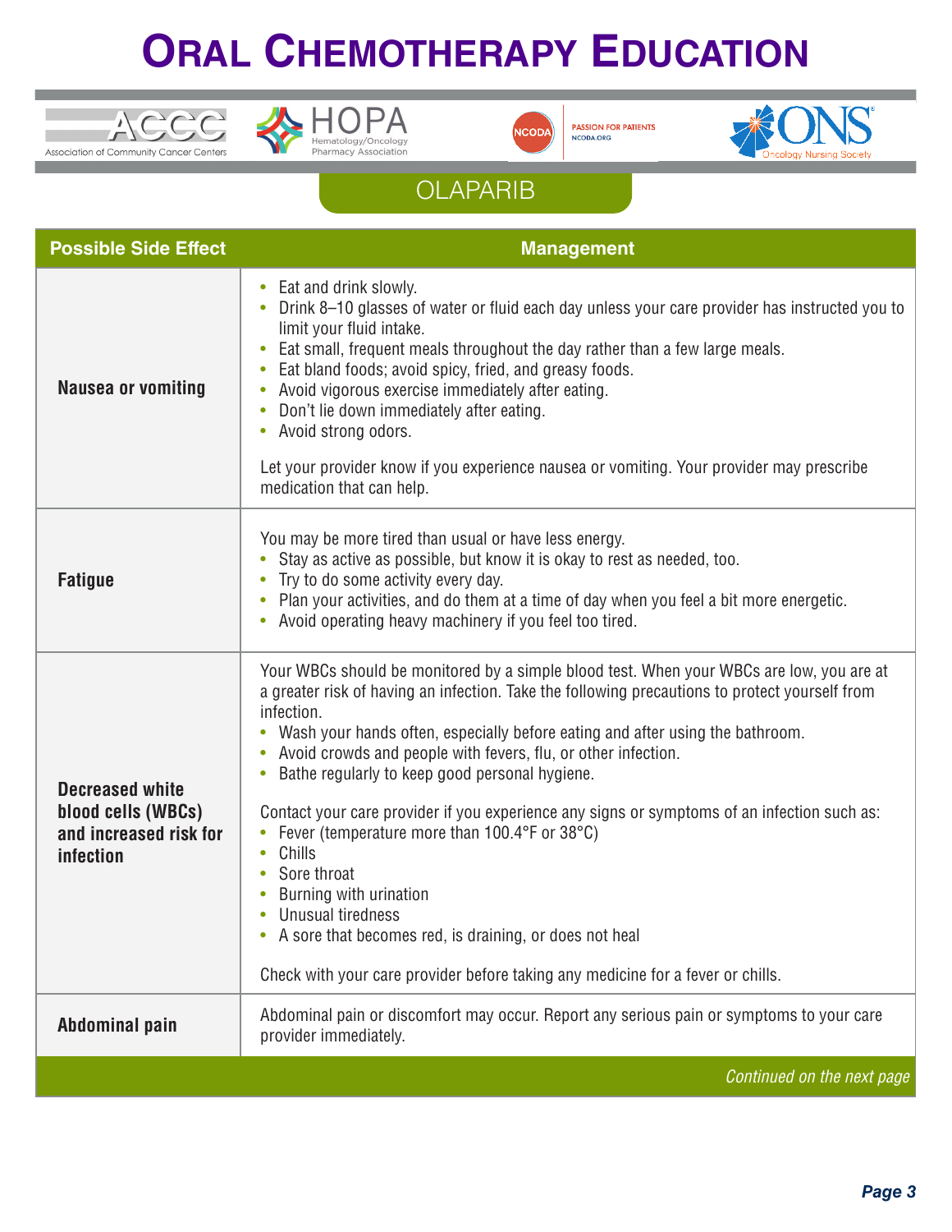# Oral Chemotherapy Education

ACCC — Association of Community Cancer Centers | HOPA — Hematology/Oncology Pharmacy Association | NCODA — Passion for Patients, NCODA.ORG | ONS — Oncology Nursing Society

## OLAPARIB

| Possible Side Effect | Management |
| --- | --- |
| **Nausea or vomiting** | • Eat and drink slowly.<br>• Drink 8–10 glasses of water or fluid each day unless your care provider has instructed you to limit your fluid intake.<br>• Eat small, frequent meals throughout the day rather than a few large meals.<br>• Eat bland foods; avoid spicy, fried, and greasy foods.<br>• Avoid vigorous exercise immediately after eating.<br>• Don't lie down immediately after eating.<br>• Avoid strong odors.<br><br>Let your provider know if you experience nausea or vomiting. Your provider may prescribe medication that can help. |
| **Fatigue** | You may be more tired than usual or have less energy.<br>• Stay as active as possible, but know it is okay to rest as needed, too.<br>• Try to do some activity every day.<br>• Plan your activities, and do them at a time of day when you feel a bit more energetic.<br>• Avoid operating heavy machinery if you feel too tired. |
| **Decreased white blood cells (WBCs) and increased risk for infection** | Your WBCs should be monitored by a simple blood test. When your WBCs are low, you are at a greater risk of having an infection. Take the following precautions to protect yourself from infection.<br>• Wash your hands often, especially before eating and after using the bathroom.<br>• Avoid crowds and people with fevers, flu, or other infection.<br>• Bathe regularly to keep good personal hygiene.<br><br>Contact your care provider if you experience any signs or symptoms of an infection such as:<br>• Fever (temperature more than 100.4°F or 38°C)<br>• Chills<br>• Sore throat<br>• Burning with urination<br>• Unusual tiredness<br>• A sore that becomes red, is draining, or does not heal<br><br>Check with your care provider before taking any medicine for a fever or chills. |
| **Abdominal pain** | Abdominal pain or discomfort may occur. Report any serious pain or symptoms to your care provider immediately. |

*Continued on the next page*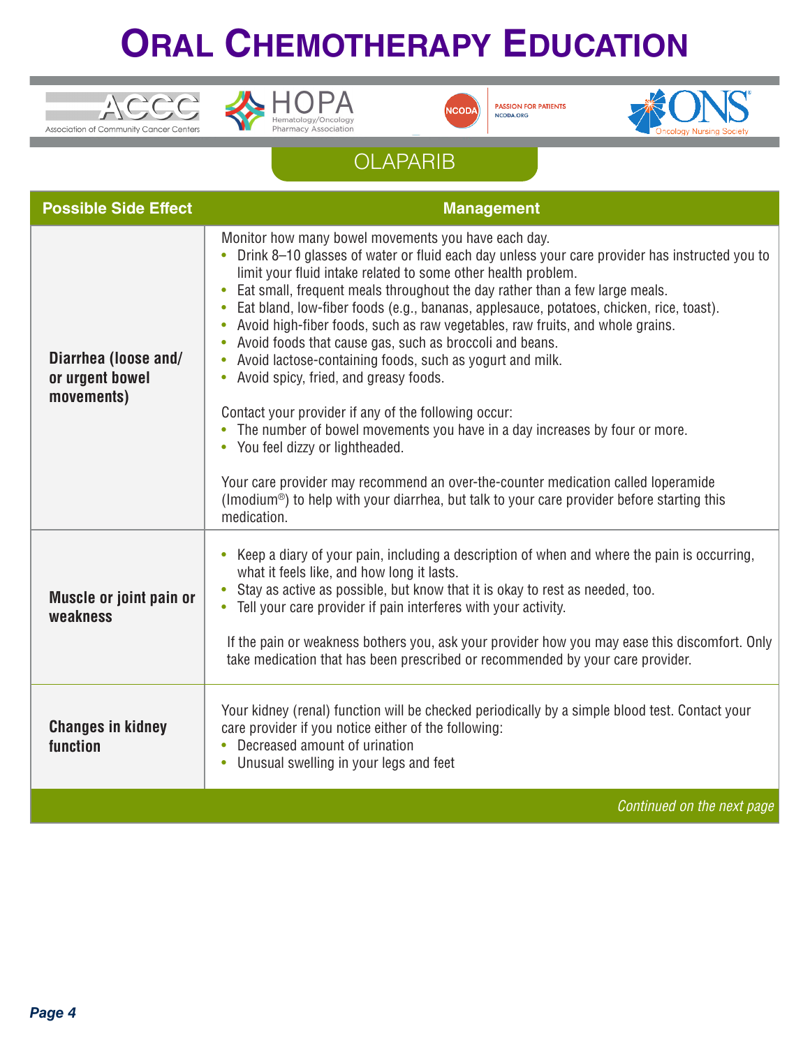# Oral Chemotherapy Education

## OLAPARIB

| Possible Side Effect | Management |
| --- | --- |
| **Diarrhea (loose and/ or urgent bowel movements)** | Monitor how many bowel movements you have each day.<br>• Drink 8–10 glasses of water or fluid each day unless your care provider has instructed you to limit your fluid intake related to some other health problem.<br>• Eat small, frequent meals throughout the day rather than a few large meals.<br>• Eat bland, low-fiber foods (e.g., bananas, applesauce, potatoes, chicken, rice, toast).<br>• Avoid high-fiber foods, such as raw vegetables, raw fruits, and whole grains.<br>• Avoid foods that cause gas, such as broccoli and beans.<br>• Avoid lactose-containing foods, such as yogurt and milk.<br>• Avoid spicy, fried, and greasy foods.<br><br>Contact your provider if any of the following occur:<br>• The number of bowel movements you have in a day increases by four or more.<br>• You feel dizzy or lightheaded.<br><br>Your care provider may recommend an over-the-counter medication called loperamide (Imodium®) to help with your diarrhea, but talk to your care provider before starting this medication. |
| **Muscle or joint pain or weakness** | • Keep a diary of your pain, including a description of when and where the pain is occurring, what it feels like, and how long it lasts.<br>• Stay as active as possible, but know that it is okay to rest as needed, too.<br>• Tell your care provider if pain interferes with your activity.<br><br>If the pain or weakness bothers you, ask your provider how you may ease this discomfort. Only take medication that has been prescribed or recommended by your care provider. |
| **Changes in kidney function** | Your kidney (renal) function will be checked periodically by a simple blood test. Contact your care provider if you notice either of the following:<br>• Decreased amount of urination<br>• Unusual swelling in your legs and feet |

*Continued on the next page*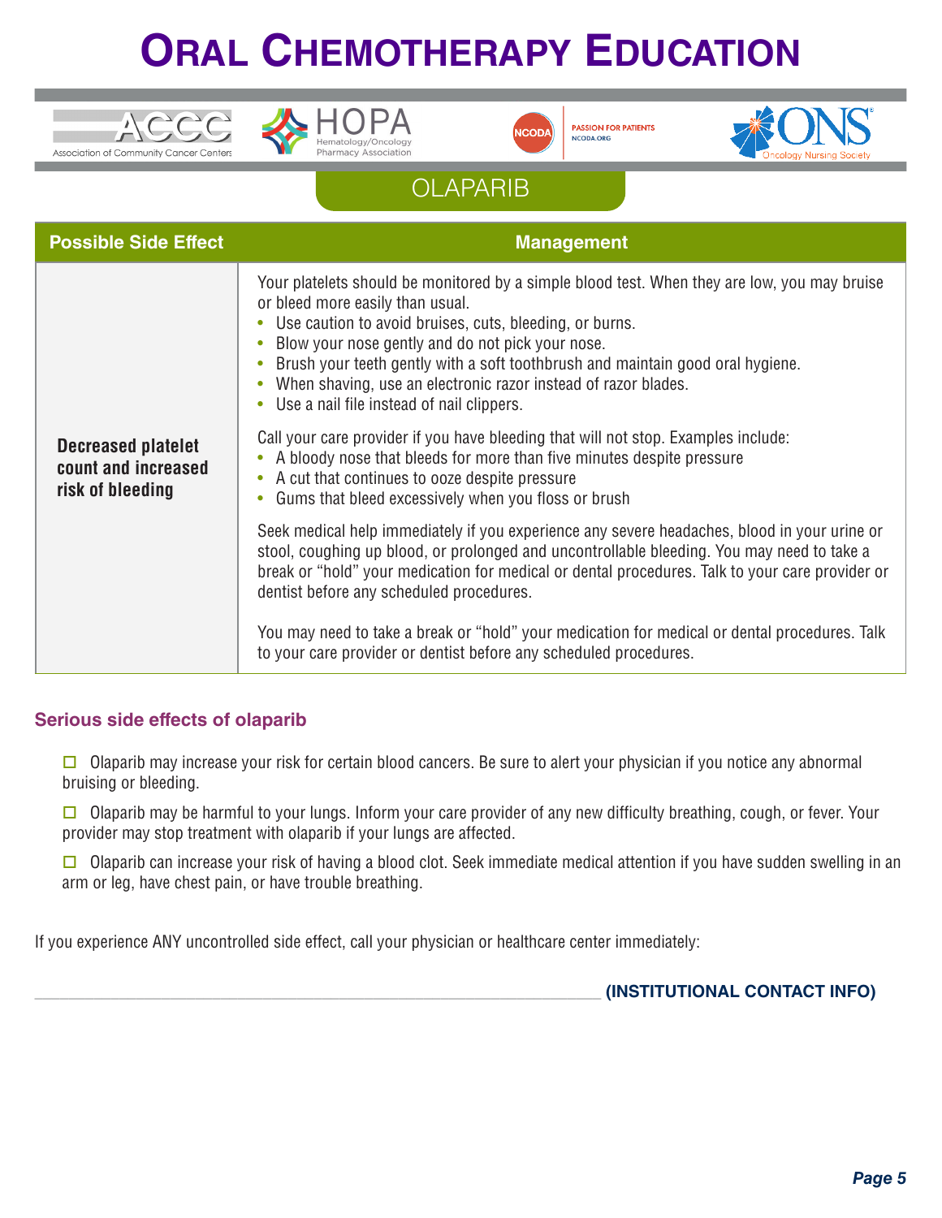# ORAL CHEMOTHERAPY EDUCATION

## OLAPARIB

| Possible Side Effect | Management |
|---|---|
| **Decreased platelet count and increased risk of bleeding** | Your platelets should be monitored by a simple blood test. When they are low, you may bruise or bleed more easily than usual.<br>• Use caution to avoid bruises, cuts, bleeding, or burns.<br>• Blow your nose gently and do not pick your nose.<br>• Brush your teeth gently with a soft toothbrush and maintain good oral hygiene.<br>• When shaving, use an electronic razor instead of razor blades.<br>• Use a nail file instead of nail clippers.<br><br>Call your care provider if you have bleeding that will not stop. Examples include:<br>• A bloody nose that bleeds for more than five minutes despite pressure<br>• A cut that continues to ooze despite pressure<br>• Gums that bleed excessively when you floss or brush<br><br>Seek medical help immediately if you experience any severe headaches, blood in your urine or stool, coughing up blood, or prolonged and uncontrollable bleeding. You may need to take a break or "hold" your medication for medical or dental procedures. Talk to your care provider or dentist before any scheduled procedures.<br><br>You may need to take a break or "hold" your medication for medical or dental procedures. Talk to your care provider or dentist before any scheduled procedures. |

### Serious side effects of olaparib

- ☐ Olaparib may increase your risk for certain blood cancers. Be sure to alert your physician if you notice any abnormal bruising or bleeding.
- ☐ Olaparib may be harmful to your lungs. Inform your care provider of any new difficulty breathing, cough, or fever. Your provider may stop treatment with olaparib if your lungs are affected.
- ☐ Olaparib can increase your risk of having a blood clot. Seek immediate medical attention if you have sudden swelling in an arm or leg, have chest pain, or have trouble breathing.

If you experience ANY uncontrolled side effect, call your physician or healthcare center immediately:

________________________________________________ **(INSTITUTIONAL CONTACT INFO)**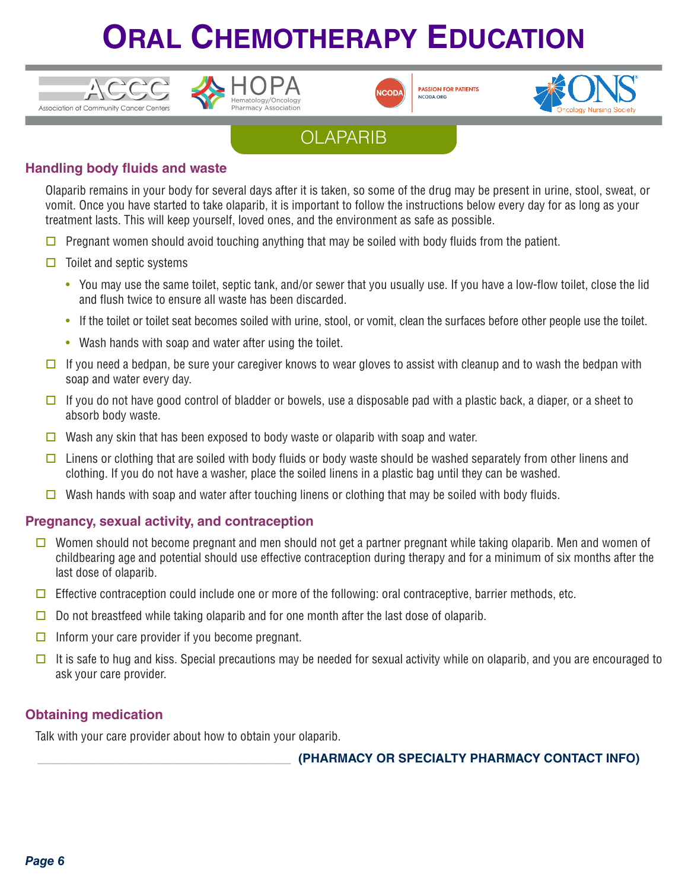# ORAL CHEMOTHERAPY EDUCATION

Association of Community Cancer Centers | HOPA Hematology/Oncology Pharmacy Association | NCODA PASSION FOR PATIENTS NCODA.ORG | ONS Oncology Nursing Society

## OLAPARIB

### Handling body fluids and waste

Olaparib remains in your body for several days after it is taken, so some of the drug may be present in urine, stool, sweat, or vomit. Once you have started to take olaparib, it is important to follow the instructions below every day for as long as your treatment lasts. This will keep yourself, loved ones, and the environment as safe as possible.

- ☐ Pregnant women should avoid touching anything that may be soiled with body fluids from the patient.
- ☐ Toilet and septic systems
  - You may use the same toilet, septic tank, and/or sewer that you usually use. If you have a low-flow toilet, close the lid and flush twice to ensure all waste has been discarded.
  - If the toilet or toilet seat becomes soiled with urine, stool, or vomit, clean the surfaces before other people use the toilet.
  - Wash hands with soap and water after using the toilet.
- ☐ If you need a bedpan, be sure your caregiver knows to wear gloves to assist with cleanup and to wash the bedpan with soap and water every day.
- ☐ If you do not have good control of bladder or bowels, use a disposable pad with a plastic back, a diaper, or a sheet to absorb body waste.
- ☐ Wash any skin that has been exposed to body waste or olaparib with soap and water.
- ☐ Linens or clothing that are soiled with body fluids or body waste should be washed separately from other linens and clothing. If you do not have a washer, place the soiled linens in a plastic bag until they can be washed.
- ☐ Wash hands with soap and water after touching linens or clothing that may be soiled with body fluids.

### Pregnancy, sexual activity, and contraception

- ☐ Women should not become pregnant and men should not get a partner pregnant while taking olaparib. Men and women of childbearing age and potential should use effective contraception during therapy and for a minimum of six months after the last dose of olaparib.
- ☐ Effective contraception could include one or more of the following: oral contraceptive, barrier methods, etc.
- ☐ Do not breastfeed while taking olaparib and for one month after the last dose of olaparib.
- ☐ Inform your care provider if you become pregnant.
- ☐ It is safe to hug and kiss. Special precautions may be needed for sexual activity while on olaparib, and you are encouraged to ask your care provider.

### Obtaining medication

Talk with your care provider about how to obtain your olaparib.

____________________________________ **(PHARMACY OR SPECIALTY PHARMACY CONTACT INFO)**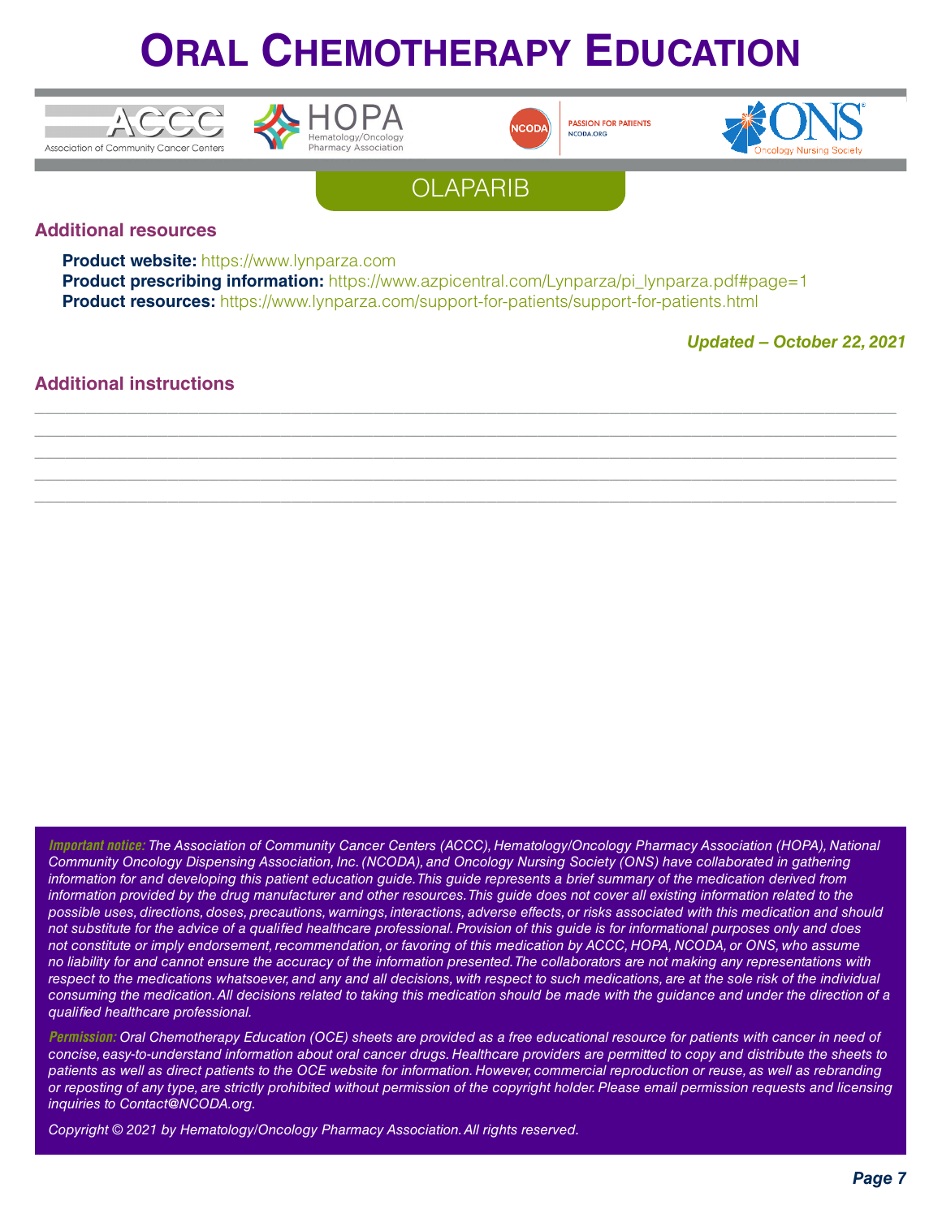# Oral Chemotherapy Education

ACCC Association of Community Cancer Centers | HOPA Hematology/Oncology Pharmacy Association | NCODA PASSION FOR PATIENTS NCODA.ORG | ONS Oncology Nursing Society

## OLAPARIB

### Additional resources

**Product website:** https://www.lynparza.com
**Product prescribing information:** https://www.azpicentral.com/Lynparza/pi_lynparza.pdf#page=1
**Product resources:** https://www.lynparza.com/support-for-patients/support-for-patients.html

***Updated – October 22, 2021***

### Additional instructions

\_\_\_\_\_\_\_\_\_\_\_\_\_\_\_\_\_\_\_\_\_\_\_\_\_\_\_\_\_\_\_\_\_\_\_\_\_\_\_\_\_\_\_\_\_\_\_\_\_\_\_\_\_\_\_\_\_\_\_\_\_\_\_\_\_\_\_\_\_\_\_\_\_\_\_\_\_\_

\_\_\_\_\_\_\_\_\_\_\_\_\_\_\_\_\_\_\_\_\_\_\_\_\_\_\_\_\_\_\_\_\_\_\_\_\_\_\_\_\_\_\_\_\_\_\_\_\_\_\_\_\_\_\_\_\_\_\_\_\_\_\_\_\_\_\_\_\_\_\_\_\_\_\_\_\_\_

\_\_\_\_\_\_\_\_\_\_\_\_\_\_\_\_\_\_\_\_\_\_\_\_\_\_\_\_\_\_\_\_\_\_\_\_\_\_\_\_\_\_\_\_\_\_\_\_\_\_\_\_\_\_\_\_\_\_\_\_\_\_\_\_\_\_\_\_\_\_\_\_\_\_\_\_\_\_

\_\_\_\_\_\_\_\_\_\_\_\_\_\_\_\_\_\_\_\_\_\_\_\_\_\_\_\_\_\_\_\_\_\_\_\_\_\_\_\_\_\_\_\_\_\_\_\_\_\_\_\_\_\_\_\_\_\_\_\_\_\_\_\_\_\_\_\_\_\_\_\_\_\_\_\_\_\_

\_\_\_\_\_\_\_\_\_\_\_\_\_\_\_\_\_\_\_\_\_\_\_\_\_\_\_\_\_\_\_\_\_\_\_\_\_\_\_\_\_\_\_\_\_\_\_\_\_\_\_\_\_\_\_\_\_\_\_\_\_\_\_\_\_\_\_\_\_\_\_\_\_\_\_\_\_\_

*__Important notice:__ The Association of Community Cancer Centers (ACCC), Hematology/Oncology Pharmacy Association (HOPA), National Community Oncology Dispensing Association, Inc. (NCODA), and Oncology Nursing Society (ONS) have collaborated in gathering information for and developing this patient education guide. This guide represents a brief summary of the medication derived from information provided by the drug manufacturer and other resources. This guide does not cover all existing information related to the possible uses, directions, doses, precautions, warnings, interactions, adverse effects, or risks associated with this medication and should not substitute for the advice of a qualified healthcare professional. Provision of this guide is for informational purposes only and does not constitute or imply endorsement, recommendation, or favoring of this medication by ACCC, HOPA, NCODA, or ONS, who assume no liability for and cannot ensure the accuracy of the information presented. The collaborators are not making any representations with respect to the medications whatsoever, and any and all decisions, with respect to such medications, are at the sole risk of the individual consuming the medication. All decisions related to taking this medication should be made with the guidance and under the direction of a qualified healthcare professional.*

*__Permission:__ Oral Chemotherapy Education (OCE) sheets are provided as a free educational resource for patients with cancer in need of concise, easy-to-understand information about oral cancer drugs. Healthcare providers are permitted to copy and distribute the sheets to patients as well as direct patients to the OCE website for information. However, commercial reproduction or reuse, as well as rebranding or reposting of any type, are strictly prohibited without permission of the copyright holder. Please email permission requests and licensing inquiries to Contact@NCODA.org.*

*Copyright © 2021 by Hematology/Oncology Pharmacy Association. All rights reserved.*